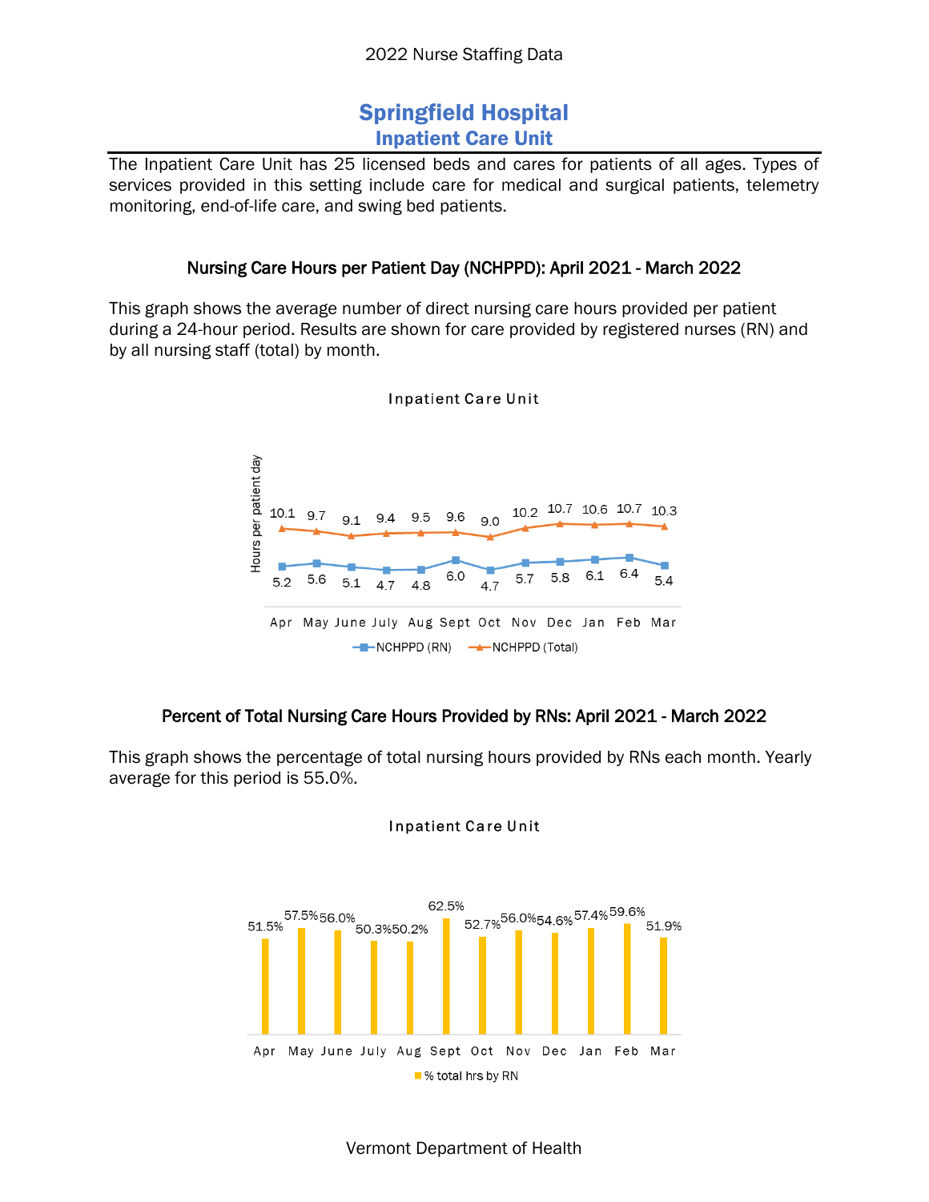2022 Nurse Staffing Data

# Springfield Hospital
## Inpatient Care Unit

The Inpatient Care Unit has 25 licensed beds and cares for patients of all ages. Types of services provided in this setting include care for medical and surgical patients, telemetry monitoring, end-of-life care, and swing bed patients.

### Nursing Care Hours per Patient Day (NCHPPD): April 2021 - March 2022

This graph shows the average number of direct nursing care hours provided per patient during a 24-hour period. Results are shown for care provided by registered nurses (RN) and by all nursing staff (total) by month.

Inpatient Care Unit

| | Apr | May | June | July | Aug | Sept | Oct | Nov | Dec | Jan | Feb | Mar |
|---|---|---|---|---|---|---|---|---|---|---|---|---|
| NCHPPD (RN) | 5.2 | 5.6 | 5.1 | 4.7 | 4.8 | 6.0 | 4.7 | 5.7 | 5.8 | 6.1 | 6.4 | 5.4 |
| NCHPPD (Total) | 10.1 | 9.7 | 9.1 | 9.4 | 9.5 | 9.6 | 9.0 | 10.2 | 10.7 | 10.6 | 10.7 | 10.3 |

### Percent of Total Nursing Care Hours Provided by RNs: April 2021 - March 2022

This graph shows the percentage of total nursing hours provided by RNs each month. Yearly average for this period is 55.0%.

Inpatient Care Unit

| | Apr | May | June | July | Aug | Sept | Oct | Nov | Dec | Jan | Feb | Mar |
|---|---|---|---|---|---|---|---|---|---|---|---|---|
| % total hrs by RN | 51.5% | 57.5% | 56.0% | 50.3% | 50.2% | 62.5% | 52.7% | 56.0% | 54.6% | 57.4% | 59.6% | 51.9% |

Vermont Department of Health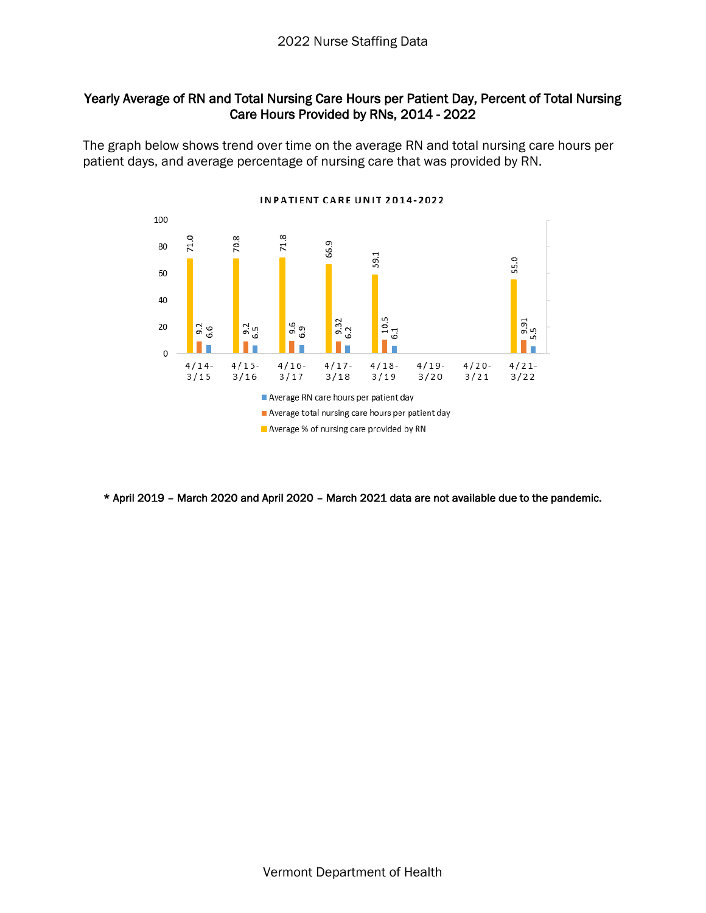## Yearly Average of RN and Total Nursing Care Hours per Patient Day, Percent of Total Nursing Care Hours Provided by RNs, 2014 - 2022

The graph below shows trend over time on the average RN and total nursing care hours per patient days, and average percentage of nursing care that was provided by RN.

**INPATIENT CARE UNIT 2014-2022**

| Period | Average % of nursing care provided by RN | Average total nursing care hours per patient day | Average RN care hours per patient day |
|---|---|---|---|
| 4/14-3/15 | 71.0 | 9.2 | 6.6 |
| 4/15-3/16 | 70.8 | 9.2 | 6.5 |
| 4/16-3/17 | 71.8 | 9.6 | 6.9 |
| 4/17-3/18 | 66.9 | 9.32 | 6.2 |
| 4/18-3/19 | 59.1 | 10.5 | 6.1 |
| 4/19-3/20 | | | |
| 4/20-3/21 | | | |
| 4/21-3/22 | 55.0 | 9.91 | 5.5 |

**\* April 2019 – March 2020 and April 2020 – March 2021 data are not available due to the pandemic.**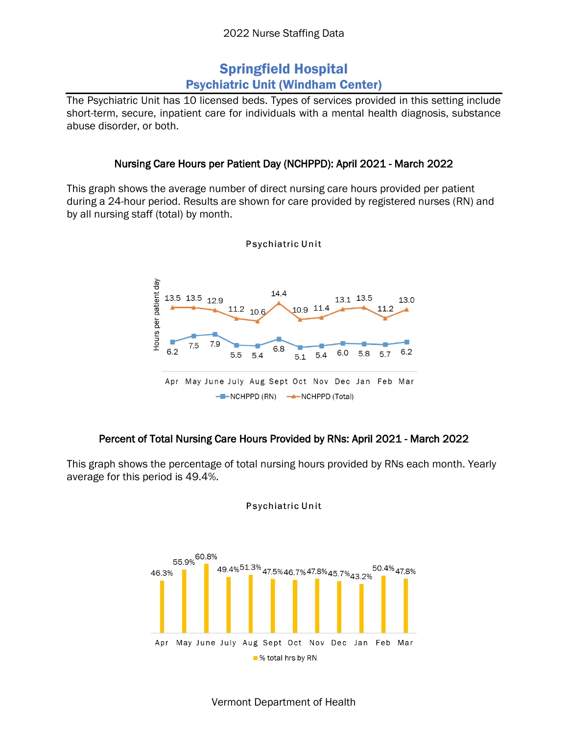2022 Nurse Staffing Data

# Springfield Hospital

## Psychiatric Unit (Windham Center)

The Psychiatric Unit has 10 licensed beds. Types of services provided in this setting include short-term, secure, inpatient care for individuals with a mental health diagnosis, substance abuse disorder, or both.

### Nursing Care Hours per Patient Day (NCHPPD): April 2021 - March 2022

This graph shows the average number of direct nursing care hours provided per patient during a 24-hour period. Results are shown for care provided by registered nurses (RN) and by all nursing staff (total) by month.

Psychiatric Unit

| | Apr | May | June | July | Aug | Sept | Oct | Nov | Dec | Jan | Feb | Mar |
|---|---|---|---|---|---|---|---|---|---|---|---|---|
| NCHPPD (RN) | 6.2 | 7.5 | 7.9 | 5.5 | 5.4 | 6.8 | 5.1 | 5.4 | 6.0 | 5.8 | 5.7 | 6.2 |
| NCHPPD (Total) | 13.5 | 13.5 | 12.9 | 11.2 | 10.6 | 14.4 | 10.9 | 11.4 | 13.1 | 13.5 | 11.2 | 13.0 |

### Percent of Total Nursing Care Hours Provided by RNs: April 2021 - March 2022

This graph shows the percentage of total nursing hours provided by RNs each month. Yearly average for this period is 49.4%.

Psychiatric Unit

| | Apr | May | June | July | Aug | Sept | Oct | Nov | Dec | Jan | Feb | Mar |
|---|---|---|---|---|---|---|---|---|---|---|---|---|
| % total hrs by RN | 46.3% | 55.9% | 60.8% | 49.4% | 51.3% | 47.5% | 46.7% | 47.8% | 45.7% | 43.2% | 50.4% | 47.8% |

Vermont Department of Health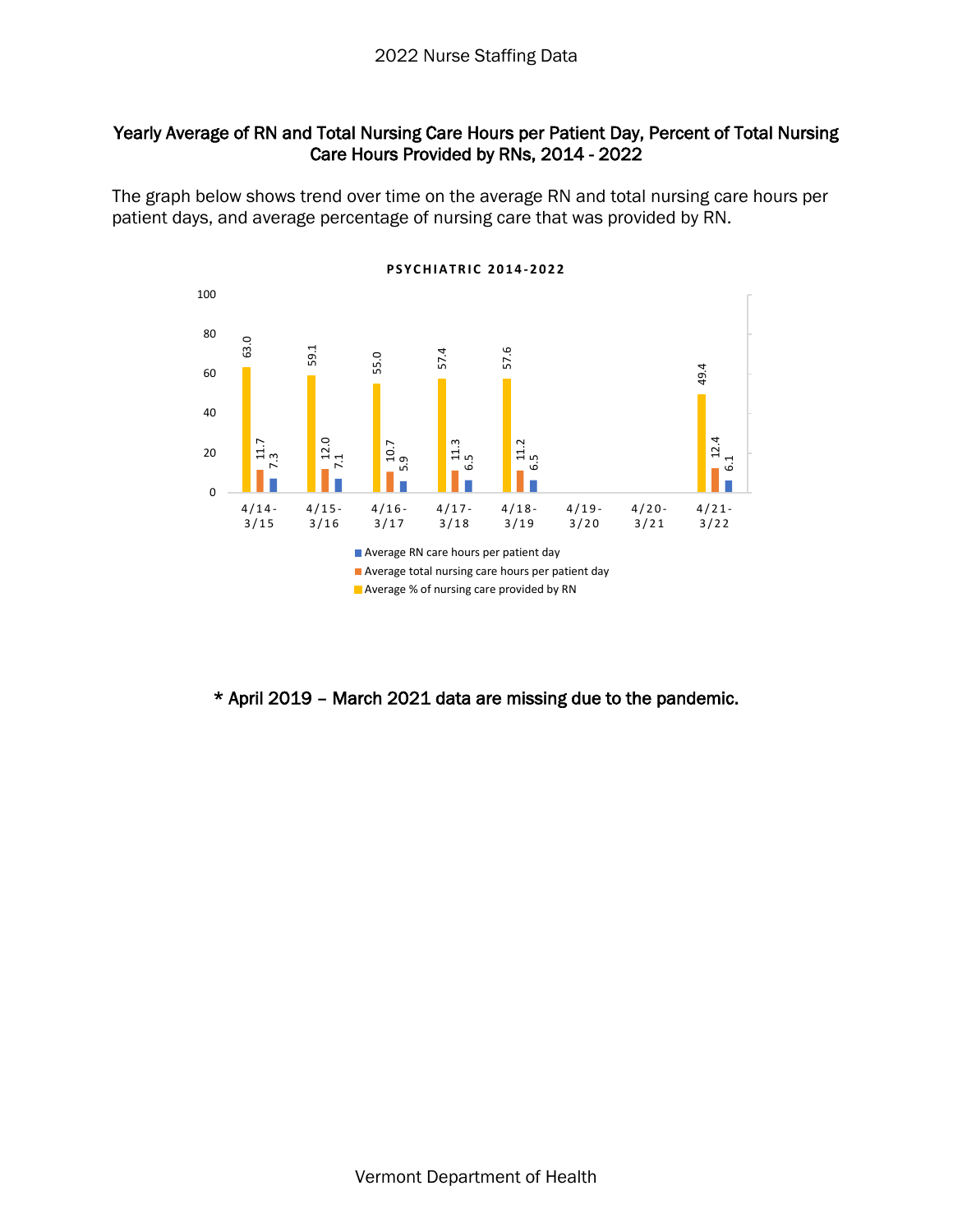## Yearly Average of RN and Total Nursing Care Hours per Patient Day, Percent of Total Nursing Care Hours Provided by RNs, 2014 - 2022

The graph below shows trend over time on the average RN and total nursing care hours per patient days, and average percentage of nursing care that was provided by RN.

PSYCHIATRIC 2014-2022

100
80
60
40
20
0

4/14-3/15: 63.0, 11.7, 7.3
4/15-3/16: 59.1, 12.0, 7.1
4/16-3/17: 55.0, 10.7, 5.9
4/17-3/18: 57.4, 11.3, 6.5
4/18-3/19: 57.6, 11.2, 6.5
4/19-3/20
4/20-3/21
4/21-3/22: 49.4, 12.4, 6.1

Average RN care hours per patient day
Average total nursing care hours per patient day
Average % of nursing care provided by RN

**\* April 2019 – March 2021 data are missing due to the pandemic.**